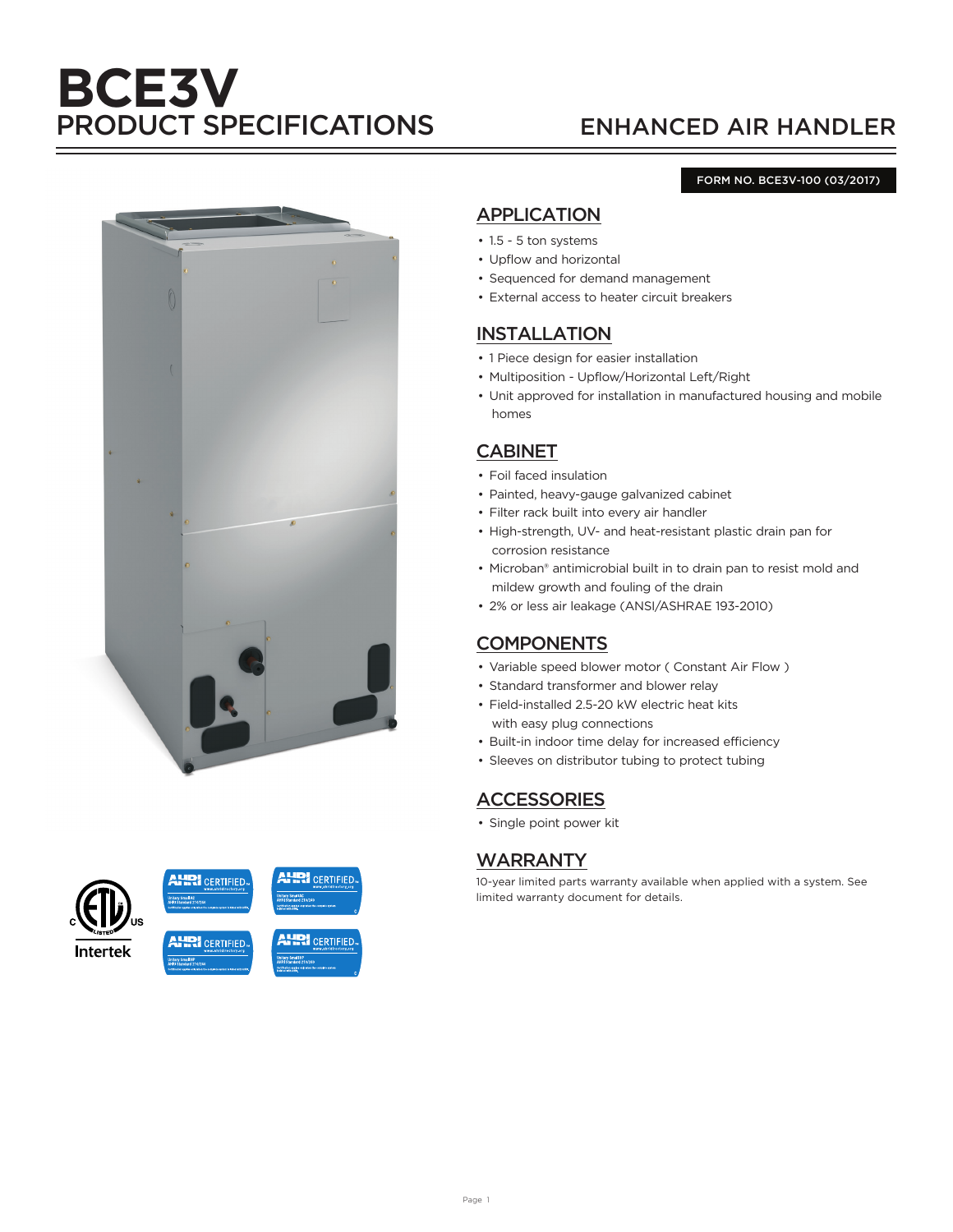# BCE3V
## PRODUCT SPECIFICATIONS

## ENHANCED AIR HANDLER

FORM NO. BCE3V-100 (03/2017)

## APPLICATION

- 1.5 - 5 ton systems
- Upflow and horizontal
- Sequenced for demand management
- External access to heater circuit breakers

## INSTALLATION

- 1 Piece design for easier installation
- Multiposition - Upflow/Horizontal Left/Right
- Unit approved for installation in manufactured housing and mobile homes

## CABINET

- Foil faced insulation
- Painted, heavy-gauge galvanized cabinet
- Filter rack built into every air handler
- High-strength, UV- and heat-resistant plastic drain pan for corrosion resistance
- Microban® antimicrobial built in to drain pan to resist mold and mildew growth and fouling of the drain
- 2% or less air leakage (ANSI/ASHRAE 193-2010)

## COMPONENTS

- Variable speed blower motor ( Constant Air Flow )
- Standard transformer and blower relay
- Field-installed 2.5-20 kW electric heat kits with easy plug connections
- Built-in indoor time delay for increased efficiency
- Sleeves on distributor tubing to protect tubing

## ACCESSORIES

- Single point power kit

## WARRANTY

10-year limited parts warranty available when applied with a system. See limited warranty document for details.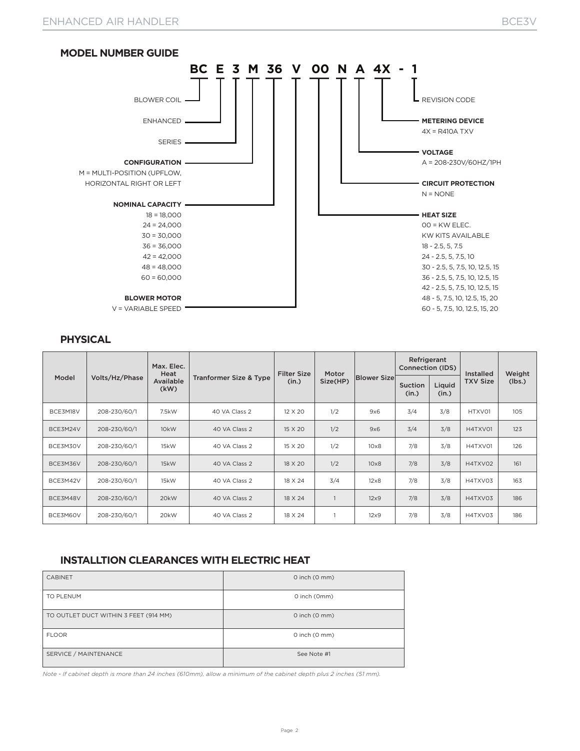## MODEL NUMBER GUIDE

**BC E 3 M 36 V 00 N A 4X - 1**

- BLOWER COIL
- ENHANCED
- SERIES
- **CONFIGURATION**
  M = MULTI-POSITION (UPFLOW, HORIZONTAL RIGHT OR LEFT
- **NOMINAL CAPACITY**
  - 18 = 18,000
  - 24 = 24,000
  - 30 = 30,000
  - 36 = 36,000
  - 42 = 42,000
  - 48 = 48,000
  - 60 = 60,000
- **BLOWER MOTOR**
  V = VARIABLE SPEED
- **HEAT SIZE**
  00 = KW ELEC.
  KW KITS AVAILABLE
  - 18 - 2.5, 5, 7.5
  - 24 - 2.5, 5, 7.5, 10
  - 30 - 2.5, 5, 7.5, 10, 12.5, 15
  - 36 - 2.5, 5, 7.5, 10, 12.5, 15
  - 42 - 2.5, 5, 7.5, 10, 12.5, 15
  - 48 - 5, 7.5, 10, 12.5, 15, 20
  - 60 - 5, 7.5, 10, 12.5, 15, 20
- **CIRCUIT PROTECTION**
  N = NONE
- **VOLTAGE**
  A = 208-230V/60HZ/1PH
- **METERING DEVICE**
  4X = R410A TXV
- REVISION CODE

## PHYSICAL

| Model | Volts/Hz/Phase | Max. Elec. Heat Available (kW) | Tranformer Size & Type | Filter Size (in.) | Motor Size(HP) | Blower Size | Refrigerant Connection (IDS) | | Installed TXV Size | Weight (lbs.) |
|---|---|---|---|---|---|---|---|---|---|---|
| | | | | | | | Suction (in.) | Liquid (in.) | | |
| BCE3M18V | 208-230/60/1 | 7.5kW | 40 VA Class 2 | 12 X 20 | 1/2 | 9x6 | 3/4 | 3/8 | HTXV01 | 105 |
| BCE3M24V | 208-230/60/1 | 10kW | 40 VA Class 2 | 15 X 20 | 1/2 | 9x6 | 3/4 | 3/8 | H4TXV01 | 123 |
| BCE3M30V | 208-230/60/1 | 15kW | 40 VA Class 2 | 15 X 20 | 1/2 | 10x8 | 7/8 | 3/8 | H4TXV01 | 126 |
| BCE3M36V | 208-230/60/1 | 15kW | 40 VA Class 2 | 18 X 20 | 1/2 | 10x8 | 7/8 | 3/8 | H4TXV02 | 161 |
| BCE3M42V | 208-230/60/1 | 15kW | 40 VA Class 2 | 18 X 24 | 3/4 | 12x8 | 7/8 | 3/8 | H4TXV03 | 163 |
| BCE3M48V | 208-230/60/1 | 20kW | 40 VA Class 2 | 18 X 24 | 1 | 12x9 | 7/8 | 3/8 | H4TXV03 | 186 |
| BCE3M60V | 208-230/60/1 | 20kW | 40 VA Class 2 | 18 X 24 | 1 | 12x9 | 7/8 | 3/8 | H4TXV03 | 186 |

## INSTALLTION CLEARANCES WITH ELECTRIC HEAT

| | |
|---|---|
| CABINET | 0 inch (0 mm) |
| TO PLENUM | 0 inch (0mm) |
| TO OUTLET DUCT WITHIN 3 FEET (914 MM) | 0 inch (0 mm) |
| FLOOR | 0 inch (0 mm) |
| SERVICE / MAINTENANCE | See Note #1 |

*Note - If cabinet depth is more than 24 inches (610mm), allow a minimum of the cabinet depth plus 2 inches (51 mm).*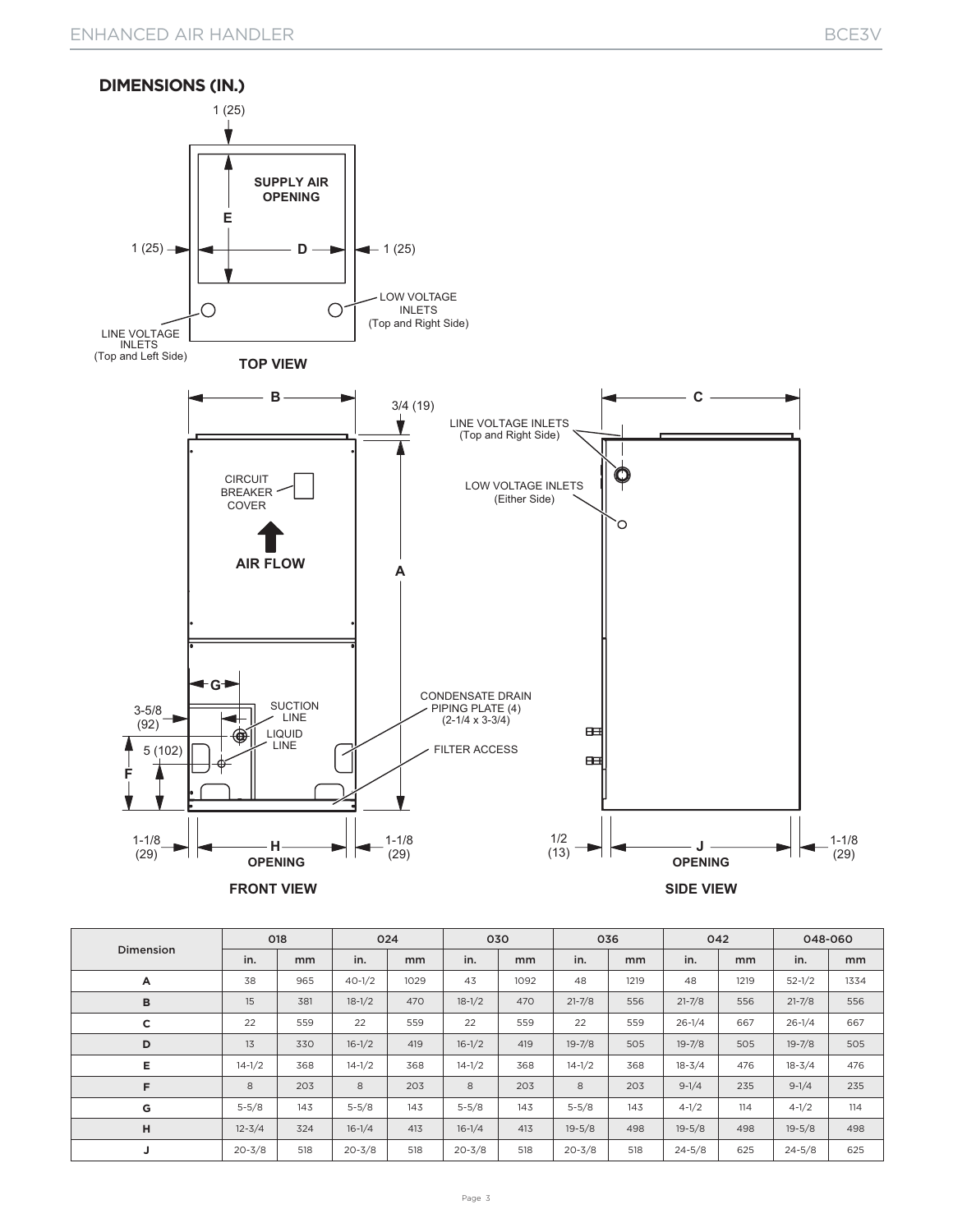## DIMENSIONS (IN.)

TOP VIEW

SUPPLY AIR OPENING

LINE VOLTAGE INLETS (Top and Left Side)

LOW VOLTAGE INLETS (Top and Right Side)

FRONT VIEW

CIRCUIT BREAKER COVER

AIR FLOW

SUCTION LINE

LIQUID LINE

CONDENSATE DRAIN PIPING PLATE (4) (2-1/4 x 3-3/4)

FILTER ACCESS

SIDE VIEW

LINE VOLTAGE INLETS (Top and Right Side)

LOW VOLTAGE INLETS (Either Side)

| Dimension | 018 | | 024 | | 030 | | 036 | | 042 | | 048-060 | |
|---|---|---|---|---|---|---|---|---|---|---|---|---|
| | in. | mm | in. | mm | in. | mm | in. | mm | in. | mm | in. | mm |
| A | 38 | 965 | 40-1/2 | 1029 | 43 | 1092 | 48 | 1219 | 48 | 1219 | 52-1/2 | 1334 |
| B | 15 | 381 | 18-1/2 | 470 | 18-1/2 | 470 | 21-7/8 | 556 | 21-7/8 | 556 | 21-7/8 | 556 |
| C | 22 | 559 | 22 | 559 | 22 | 559 | 22 | 559 | 26-1/4 | 667 | 26-1/4 | 667 |
| D | 13 | 330 | 16-1/2 | 419 | 16-1/2 | 419 | 19-7/8 | 505 | 19-7/8 | 505 | 19-7/8 | 505 |
| E | 14-1/2 | 368 | 14-1/2 | 368 | 14-1/2 | 368 | 14-1/2 | 368 | 18-3/4 | 476 | 18-3/4 | 476 |
| F | 8 | 203 | 8 | 203 | 8 | 203 | 8 | 203 | 9-1/4 | 235 | 9-1/4 | 235 |
| G | 5-5/8 | 143 | 5-5/8 | 143 | 5-5/8 | 143 | 5-5/8 | 143 | 4-1/2 | 114 | 4-1/2 | 114 |
| H | 12-3/4 | 324 | 16-1/4 | 413 | 16-1/4 | 413 | 19-5/8 | 498 | 19-5/8 | 498 | 19-5/8 | 498 |
| J | 20-3/8 | 518 | 20-3/8 | 518 | 20-3/8 | 518 | 20-3/8 | 518 | 24-5/8 | 625 | 24-5/8 | 625 |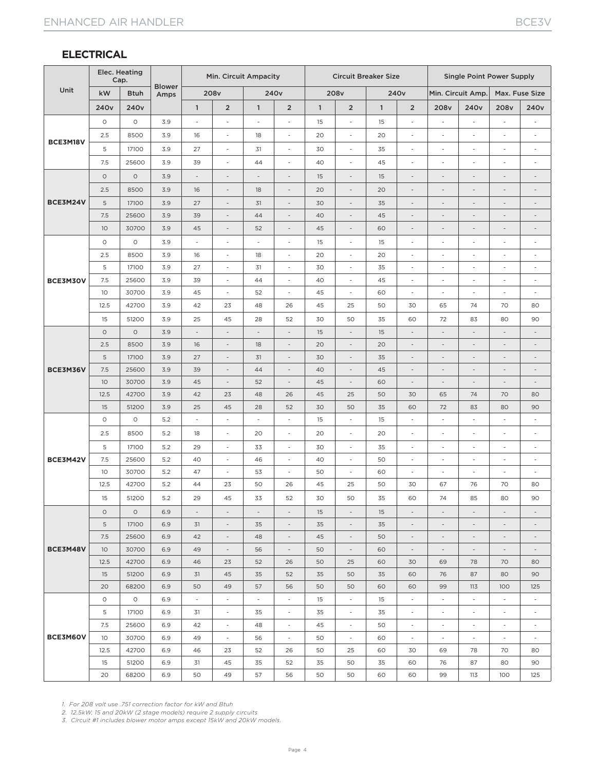## ELECTRICAL

| Unit | Elec. Heating Cap. | | Blower Amps | Min. Circuit Ampacity | | | | Circuit Breaker Size | | | | Single Point Power Supply | | | |
|---|---|---|---|---|---|---|---|---|---|---|---|---|---|---|---|
| | kW | Btuh | | 208v | | 240v | | 208v | | 240v | | Min. Circuit Amp. | | Max. Fuse Size | |
| | 240v | 240v | | 1 | 2 | 1 | 2 | 1 | 2 | 1 | 2 | 208v | 240v | 208v | 240v |
| BCE3M18V | 0 | 0 | 3.9 | - | - | - | - | 15 | - | 15 | - | - | - | - | - |
| | 2.5 | 8500 | 3.9 | 16 | - | 18 | - | 20 | - | 20 | - | - | - | - | - |
| | 5 | 17100 | 3.9 | 27 | - | 31 | - | 30 | - | 35 | - | - | - | - | - |
| | 7.5 | 25600 | 3.9 | 39 | - | 44 | - | 40 | - | 45 | - | - | - | - | - |
| BCE3M24V | 0 | 0 | 3.9 | - | - | - | - | 15 | - | 15 | - | - | - | - | - |
| | 2.5 | 8500 | 3.9 | 16 | - | 18 | - | 20 | - | 20 | - | - | - | - | - |
| | 5 | 17100 | 3.9 | 27 | - | 31 | - | 30 | - | 35 | - | - | - | - | - |
| | 7.5 | 25600 | 3.9 | 39 | - | 44 | - | 40 | - | 45 | - | - | - | - | - |
| | 10 | 30700 | 3.9 | 45 | - | 52 | - | 45 | - | 60 | - | - | - | - | - |
| BCE3M30V | 0 | 0 | 3.9 | - | - | - | - | 15 | - | 15 | - | - | - | - | - |
| | 2.5 | 8500 | 3.9 | 16 | - | 18 | - | 20 | - | 20 | - | - | - | - | - |
| | 5 | 17100 | 3.9 | 27 | - | 31 | - | 30 | - | 35 | - | - | - | - | - |
| | 7.5 | 25600 | 3.9 | 39 | - | 44 | - | 40 | - | 45 | - | - | - | - | - |
| | 10 | 30700 | 3.9 | 45 | - | 52 | - | 45 | - | 60 | - | - | - | - | - |
| | 12.5 | 42700 | 3.9 | 42 | 23 | 48 | 26 | 45 | 25 | 50 | 30 | 65 | 74 | 70 | 80 |
| | 15 | 51200 | 3.9 | 25 | 45 | 28 | 52 | 30 | 50 | 35 | 60 | 72 | 83 | 80 | 90 |
| BCE3M36V | 0 | 0 | 3.9 | - | - | - | - | 15 | - | 15 | - | - | - | - | - |
| | 2.5 | 8500 | 3.9 | 16 | - | 18 | - | 20 | - | 20 | - | - | - | - | - |
| | 5 | 17100 | 3.9 | 27 | - | 31 | - | 30 | - | 35 | - | - | - | - | - |
| | 7.5 | 25600 | 3.9 | 39 | - | 44 | - | 40 | - | 45 | - | - | - | - | - |
| | 10 | 30700 | 3.9 | 45 | - | 52 | - | 45 | - | 60 | - | - | - | - | - |
| | 12.5 | 42700 | 3.9 | 42 | 23 | 48 | 26 | 45 | 25 | 50 | 30 | 65 | 74 | 70 | 80 |
| | 15 | 51200 | 3.9 | 25 | 45 | 28 | 52 | 30 | 50 | 35 | 60 | 72 | 83 | 80 | 90 |
| BCE3M42V | 0 | 0 | 5.2 | - | - | - | - | 15 | - | 15 | - | - | - | - | - |
| | 2.5 | 8500 | 5.2 | 18 | - | 20 | - | 20 | - | 20 | - | - | - | - | - |
| | 5 | 17100 | 5.2 | 29 | - | 33 | - | 30 | - | 35 | - | - | - | - | - |
| | 7.5 | 25600 | 5.2 | 40 | - | 46 | - | 40 | - | 50 | - | - | - | - | - |
| | 10 | 30700 | 5.2 | 47 | - | 53 | - | 50 | - | 60 | - | - | - | - | - |
| | 12.5 | 42700 | 5.2 | 44 | 23 | 50 | 26 | 45 | 25 | 50 | 30 | 67 | 76 | 70 | 80 |
| | 15 | 51200 | 5.2 | 29 | 45 | 33 | 52 | 30 | 50 | 35 | 60 | 74 | 85 | 80 | 90 |
| BCE3M48V | 0 | 0 | 6.9 | - | - | - | - | 15 | - | 15 | - | - | - | - | - |
| | 5 | 17100 | 6.9 | 31 | - | 35 | - | 35 | - | 35 | - | - | - | - | - |
| | 7.5 | 25600 | 6.9 | 42 | - | 48 | - | 45 | - | 50 | - | - | - | - | - |
| | 10 | 30700 | 6.9 | 49 | - | 56 | - | 50 | - | 60 | - | - | - | - | - |
| | 12.5 | 42700 | 6.9 | 46 | 23 | 52 | 26 | 50 | 25 | 60 | 30 | 69 | 78 | 70 | 80 |
| | 15 | 51200 | 6.9 | 31 | 45 | 35 | 52 | 35 | 50 | 35 | 60 | 76 | 87 | 80 | 90 |
| | 20 | 68200 | 6.9 | 50 | 49 | 57 | 56 | 50 | 50 | 60 | 60 | 99 | 113 | 100 | 125 |
| BCE3M60V | 0 | 0 | 6.9 | - | - | - | - | 15 | - | 15 | - | - | - | - | - |
| | 5 | 17100 | 6.9 | 31 | - | 35 | - | 35 | - | 35 | - | - | - | - | - |
| | 7.5 | 25600 | 6.9 | 42 | - | 48 | - | 45 | - | 50 | - | - | - | - | - |
| | 10 | 30700 | 6.9 | 49 | - | 56 | - | 50 | - | 60 | - | - | - | - | - |
| | 12.5 | 42700 | 6.9 | 46 | 23 | 52 | 26 | 50 | 25 | 60 | 30 | 69 | 78 | 70 | 80 |
| | 15 | 51200 | 6.9 | 31 | 45 | 35 | 52 | 35 | 50 | 35 | 60 | 76 | 87 | 80 | 90 |
| | 20 | 68200 | 6.9 | 50 | 49 | 57 | 56 | 50 | 50 | 60 | 60 | 99 | 113 | 100 | 125 |

1. *For 208 volt use .751 correction factor for kW and Btuh*
2. *12.5kW, 15 and 20kW (2 stage models) require 2 supply circuits*
3. *Circuit #1 includes blower motor amps except 15kW and 20kW models.*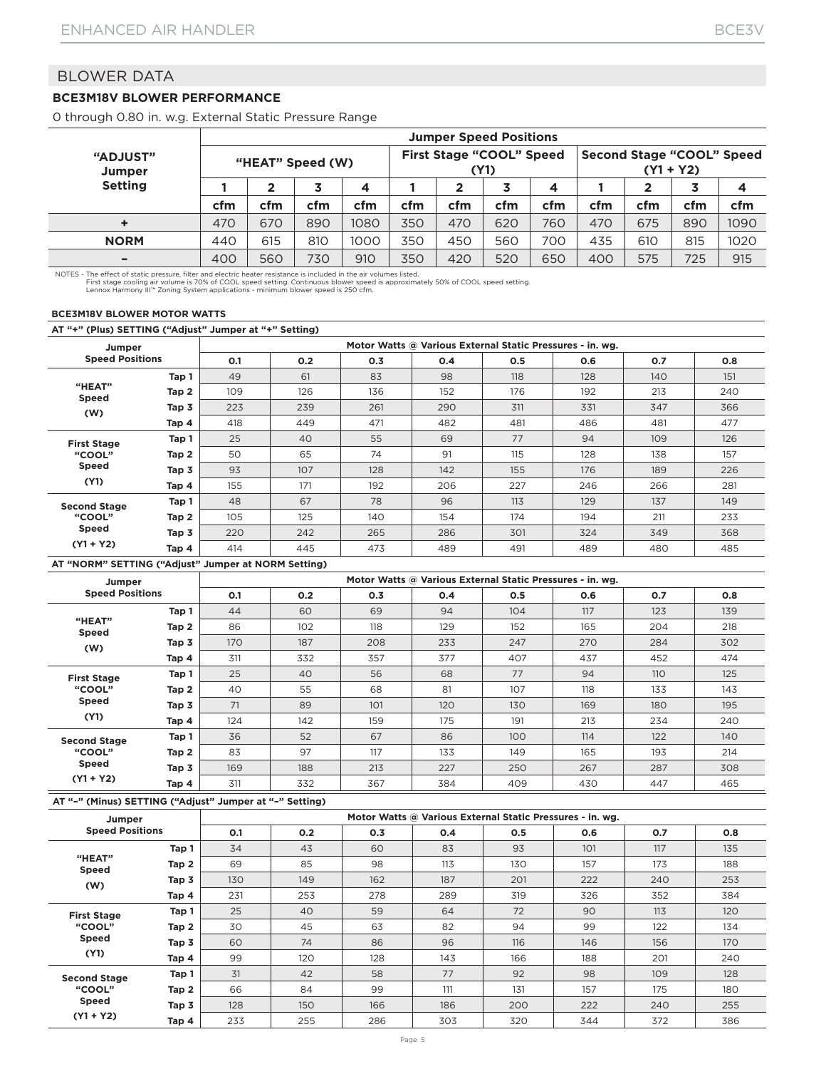## BLOWER DATA

### BCE3M18V BLOWER PERFORMANCE

0 through 0.80 in. w.g. External Static Pressure Range

| "ADJUST" Jumper Setting | Jumper Speed Positions | | | | | | | | | | | |
|---|---|---|---|---|---|---|---|---|---|---|---|---|
| | "HEAT" Speed (W) | | | | First Stage "COOL" Speed (Y1) | | | | Second Stage "COOL" Speed (Y1 + Y2) | | | |
| | 1 | 2 | 3 | 4 | 1 | 2 | 3 | 4 | 1 | 2 | 3 | 4 |
| | cfm | cfm | cfm | cfm | cfm | cfm | cfm | cfm | cfm | cfm | cfm | cfm |
| + | 470 | 670 | 890 | 1080 | 350 | 470 | 620 | 760 | 470 | 675 | 890 | 1090 |
| NORM | 440 | 615 | 810 | 1000 | 350 | 450 | 560 | 700 | 435 | 610 | 815 | 1020 |
| – | 400 | 560 | 730 | 910 | 350 | 420 | 520 | 650 | 400 | 575 | 725 | 915 |

NOTES - The effect of static pressure, filter and electric heater resistance is included in the air volumes listed.
First stage cooling air volume is 70% of COOL speed setting. Continuous blower speed is approximately 50% of COOL speed setting.
Lennox Harmony III™ Zoning System applications - minimum blower speed is 250 cfm.

#### BCE3M18V BLOWER MOTOR WATTS

**AT "+" (Plus) SETTING ("Adjust" Jumper at "+" Setting)**

| Jumper Speed Positions | | Motor Watts @ Various External Static Pressures - in. wg. | | | | | | | |
|---|---|---|---|---|---|---|---|---|---|
| | | 0.1 | 0.2 | 0.3 | 0.4 | 0.5 | 0.6 | 0.7 | 0.8 |
| "HEAT" Speed (W) | Tap 1 | 49 | 61 | 83 | 98 | 118 | 128 | 140 | 151 |
| | Tap 2 | 109 | 126 | 136 | 152 | 176 | 192 | 213 | 240 |
| | Tap 3 | 223 | 239 | 261 | 290 | 311 | 331 | 347 | 366 |
| | Tap 4 | 418 | 449 | 471 | 482 | 481 | 486 | 481 | 477 |
| First Stage "COOL" Speed (Y1) | Tap 1 | 25 | 40 | 55 | 69 | 77 | 94 | 109 | 126 |
| | Tap 2 | 50 | 65 | 74 | 91 | 115 | 128 | 138 | 157 |
| | Tap 3 | 93 | 107 | 128 | 142 | 155 | 176 | 189 | 226 |
| | Tap 4 | 155 | 171 | 192 | 206 | 227 | 246 | 266 | 281 |
| Second Stage "COOL" Speed (Y1 + Y2) | Tap 1 | 48 | 67 | 78 | 96 | 113 | 129 | 137 | 149 |
| | Tap 2 | 105 | 125 | 140 | 154 | 174 | 194 | 211 | 233 |
| | Tap 3 | 220 | 242 | 265 | 286 | 301 | 324 | 349 | 368 |
| | Tap 4 | 414 | 445 | 473 | 489 | 491 | 489 | 480 | 485 |

**AT "NORM" SETTING ("Adjust" Jumper at NORM Setting)**

| Jumper Speed Positions | | Motor Watts @ Various External Static Pressures - in. wg. | | | | | | | |
|---|---|---|---|---|---|---|---|---|---|
| | | 0.1 | 0.2 | 0.3 | 0.4 | 0.5 | 0.6 | 0.7 | 0.8 |
| "HEAT" Speed (W) | Tap 1 | 44 | 60 | 69 | 94 | 104 | 117 | 123 | 139 |
| | Tap 2 | 86 | 102 | 118 | 129 | 152 | 165 | 204 | 218 |
| | Tap 3 | 170 | 187 | 208 | 233 | 247 | 270 | 284 | 302 |
| | Tap 4 | 311 | 332 | 357 | 377 | 407 | 437 | 452 | 474 |
| First Stage "COOL" Speed (Y1) | Tap 1 | 25 | 40 | 56 | 68 | 77 | 94 | 110 | 125 |
| | Tap 2 | 40 | 55 | 68 | 81 | 107 | 118 | 133 | 143 |
| | Tap 3 | 71 | 89 | 101 | 120 | 130 | 169 | 180 | 195 |
| | Tap 4 | 124 | 142 | 159 | 175 | 191 | 213 | 234 | 240 |
| Second Stage "COOL" Speed (Y1 + Y2) | Tap 1 | 36 | 52 | 67 | 86 | 100 | 114 | 122 | 140 |
| | Tap 2 | 83 | 97 | 117 | 133 | 149 | 165 | 193 | 214 |
| | Tap 3 | 169 | 188 | 213 | 227 | 250 | 267 | 287 | 308 |
| | Tap 4 | 311 | 332 | 367 | 384 | 409 | 430 | 447 | 465 |

**AT "–" (Minus) SETTING ("Adjust" Jumper at "–" Setting)**

| Jumper Speed Positions | | Motor Watts @ Various External Static Pressures - in. wg. | | | | | | | |
|---|---|---|---|---|---|---|---|---|---|
| | | 0.1 | 0.2 | 0.3 | 0.4 | 0.5 | 0.6 | 0.7 | 0.8 |
| "HEAT" Speed (W) | Tap 1 | 34 | 43 | 60 | 83 | 93 | 101 | 117 | 135 |
| | Tap 2 | 69 | 85 | 98 | 113 | 130 | 157 | 173 | 188 |
| | Tap 3 | 130 | 149 | 162 | 187 | 201 | 222 | 240 | 253 |
| | Tap 4 | 231 | 253 | 278 | 289 | 319 | 326 | 352 | 384 |
| First Stage "COOL" Speed (Y1) | Tap 1 | 25 | 40 | 59 | 64 | 72 | 90 | 113 | 120 |
| | Tap 2 | 30 | 45 | 63 | 82 | 94 | 99 | 122 | 134 |
| | Tap 3 | 60 | 74 | 86 | 96 | 116 | 146 | 156 | 170 |
| | Tap 4 | 99 | 120 | 128 | 143 | 166 | 188 | 201 | 240 |
| Second Stage "COOL" Speed (Y1 + Y2) | Tap 1 | 31 | 42 | 58 | 77 | 92 | 98 | 109 | 128 |
| | Tap 2 | 66 | 84 | 99 | 111 | 131 | 157 | 175 | 180 |
| | Tap 3 | 128 | 150 | 166 | 186 | 200 | 222 | 240 | 255 |
| | Tap 4 | 233 | 255 | 286 | 303 | 320 | 344 | 372 | 386 |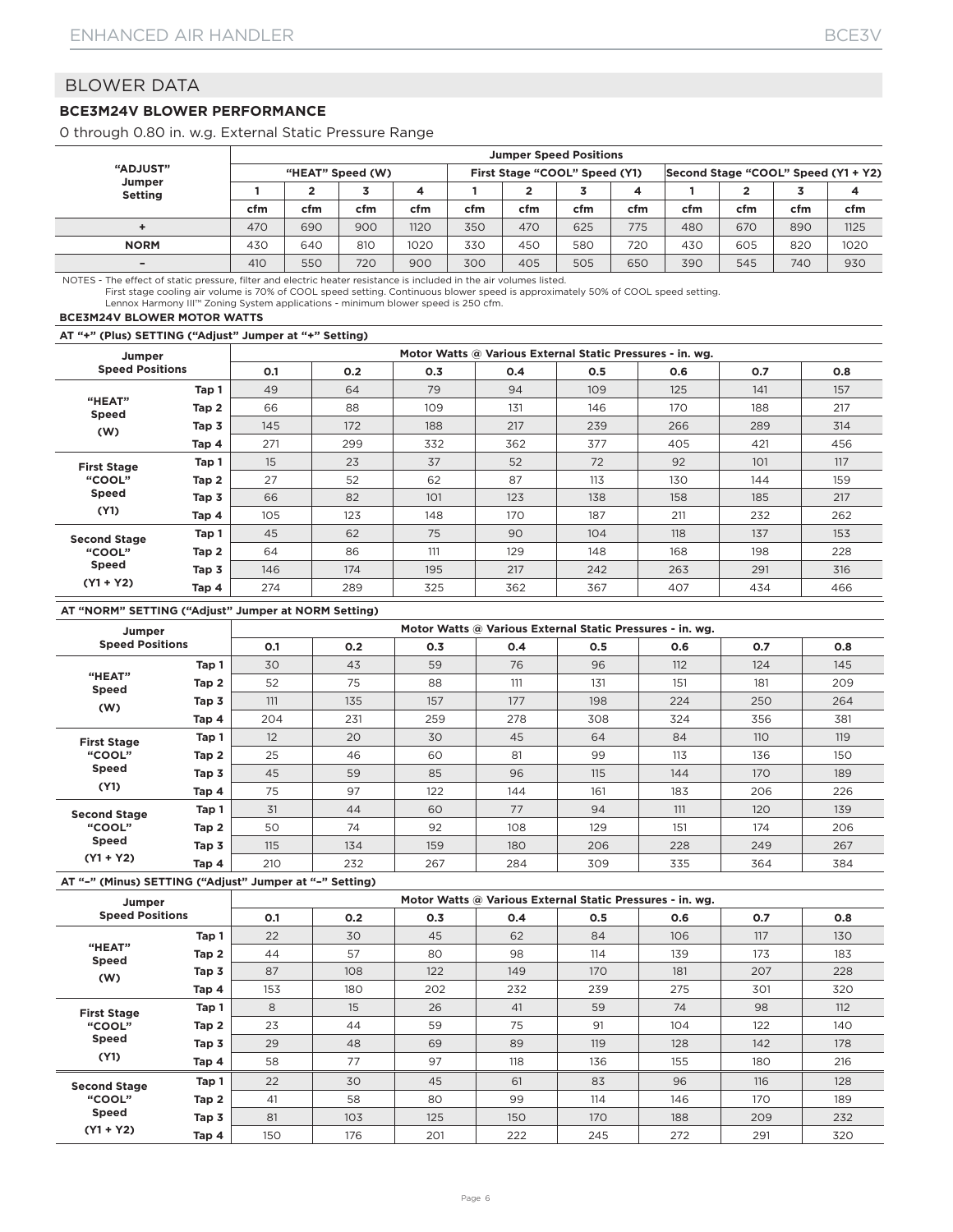## BLOWER DATA

### BCE3M24V BLOWER PERFORMANCE

0 through 0.80 in. w.g. External Static Pressure Range

| "ADJUST" Jumper Setting | Jumper Speed Positions | | | | | | | | | | | |
|---|---|---|---|---|---|---|---|---|---|---|---|---|
| | "HEAT" Speed (W) | | | | First Stage "COOL" Speed (Y1) | | | | Second Stage "COOL" Speed (Y1 + Y2) | | | |
| | 1 | 2 | 3 | 4 | 1 | 2 | 3 | 4 | 1 | 2 | 3 | 4 |
| | cfm | cfm | cfm | cfm | cfm | cfm | cfm | cfm | cfm | cfm | cfm | cfm |
| + | 470 | 690 | 900 | 1120 | 350 | 470 | 625 | 775 | 480 | 670 | 890 | 1125 |
| NORM | 430 | 640 | 810 | 1020 | 330 | 450 | 580 | 720 | 430 | 605 | 820 | 1020 |
| – | 410 | 550 | 720 | 900 | 300 | 405 | 505 | 650 | 390 | 545 | 740 | 930 |

NOTES - The effect of static pressure, filter and electric heater resistance is included in the air volumes listed.
First stage cooling air volume is 70% of COOL speed setting. Continuous blower speed is approximately 50% of COOL speed setting.
Lennox Harmony III™ Zoning System applications - minimum blower speed is 250 cfm.

### BCE3M24V BLOWER MOTOR WATTS

**AT "+" (Plus) SETTING ("Adjust" Jumper at "+" Setting)**

| Jumper Speed Positions | | Motor Watts @ Various External Static Pressures - in. wg. | | | | | | | |
|---|---|---|---|---|---|---|---|---|---|
| | | 0.1 | 0.2 | 0.3 | 0.4 | 0.5 | 0.6 | 0.7 | 0.8 |
| "HEAT" Speed (W) | Tap 1 | 49 | 64 | 79 | 94 | 109 | 125 | 141 | 157 |
| | Tap 2 | 66 | 88 | 109 | 131 | 146 | 170 | 188 | 217 |
| | Tap 3 | 145 | 172 | 188 | 217 | 239 | 266 | 289 | 314 |
| | Tap 4 | 271 | 299 | 332 | 362 | 377 | 405 | 421 | 456 |
| First Stage "COOL" Speed (Y1) | Tap 1 | 15 | 23 | 37 | 52 | 72 | 92 | 101 | 117 |
| | Tap 2 | 27 | 52 | 62 | 87 | 113 | 130 | 144 | 159 |
| | Tap 3 | 66 | 82 | 101 | 123 | 138 | 158 | 185 | 217 |
| | Tap 4 | 105 | 123 | 148 | 170 | 187 | 211 | 232 | 262 |
| Second Stage "COOL" Speed (Y1 + Y2) | Tap 1 | 45 | 62 | 75 | 90 | 104 | 118 | 137 | 153 |
| | Tap 2 | 64 | 86 | 111 | 129 | 148 | 168 | 198 | 228 |
| | Tap 3 | 146 | 174 | 195 | 217 | 242 | 263 | 291 | 316 |
| | Tap 4 | 274 | 289 | 325 | 362 | 367 | 407 | 434 | 466 |

**AT "NORM" SETTING ("Adjust" Jumper at NORM Setting)**

| Jumper Speed Positions | | Motor Watts @ Various External Static Pressures - in. wg. | | | | | | | |
|---|---|---|---|---|---|---|---|---|---|
| | | 0.1 | 0.2 | 0.3 | 0.4 | 0.5 | 0.6 | 0.7 | 0.8 |
| "HEAT" Speed (W) | Tap 1 | 30 | 43 | 59 | 76 | 96 | 112 | 124 | 145 |
| | Tap 2 | 52 | 75 | 88 | 111 | 131 | 151 | 181 | 209 |
| | Tap 3 | 111 | 135 | 157 | 177 | 198 | 224 | 250 | 264 |
| | Tap 4 | 204 | 231 | 259 | 278 | 308 | 324 | 356 | 381 |
| First Stage "COOL" Speed (Y1) | Tap 1 | 12 | 20 | 30 | 45 | 64 | 84 | 110 | 119 |
| | Tap 2 | 25 | 46 | 60 | 81 | 99 | 113 | 136 | 150 |
| | Tap 3 | 45 | 59 | 85 | 96 | 115 | 144 | 170 | 189 |
| | Tap 4 | 75 | 97 | 122 | 144 | 161 | 183 | 206 | 226 |
| Second Stage "COOL" Speed (Y1 + Y2) | Tap 1 | 31 | 44 | 60 | 77 | 94 | 111 | 120 | 139 |
| | Tap 2 | 50 | 74 | 92 | 108 | 129 | 151 | 174 | 206 |
| | Tap 3 | 115 | 134 | 159 | 180 | 206 | 228 | 249 | 267 |
| | Tap 4 | 210 | 232 | 267 | 284 | 309 | 335 | 364 | 384 |

**AT "–" (Minus) SETTING ("Adjust" Jumper at "–" Setting)**

| Jumper Speed Positions | | Motor Watts @ Various External Static Pressures - in. wg. | | | | | | | |
|---|---|---|---|---|---|---|---|---|---|
| | | 0.1 | 0.2 | 0.3 | 0.4 | 0.5 | 0.6 | 0.7 | 0.8 |
| "HEAT" Speed (W) | Tap 1 | 22 | 30 | 45 | 62 | 84 | 106 | 117 | 130 |
| | Tap 2 | 44 | 57 | 80 | 98 | 114 | 139 | 173 | 183 |
| | Tap 3 | 87 | 108 | 122 | 149 | 170 | 181 | 207 | 228 |
| | Tap 4 | 153 | 180 | 202 | 232 | 239 | 275 | 301 | 320 |
| First Stage "COOL" Speed (Y1) | Tap 1 | 8 | 15 | 26 | 41 | 59 | 74 | 98 | 112 |
| | Tap 2 | 23 | 44 | 59 | 75 | 91 | 104 | 122 | 140 |
| | Tap 3 | 29 | 48 | 69 | 89 | 119 | 128 | 142 | 178 |
| | Tap 4 | 58 | 77 | 97 | 118 | 136 | 155 | 180 | 216 |
| Second Stage "COOL" Speed (Y1 + Y2) | Tap 1 | 22 | 30 | 45 | 61 | 83 | 96 | 116 | 128 |
| | Tap 2 | 41 | 58 | 80 | 99 | 114 | 146 | 170 | 189 |
| | Tap 3 | 81 | 103 | 125 | 150 | 170 | 188 | 209 | 232 |
| | Tap 4 | 150 | 176 | 201 | 222 | 245 | 272 | 291 | 320 |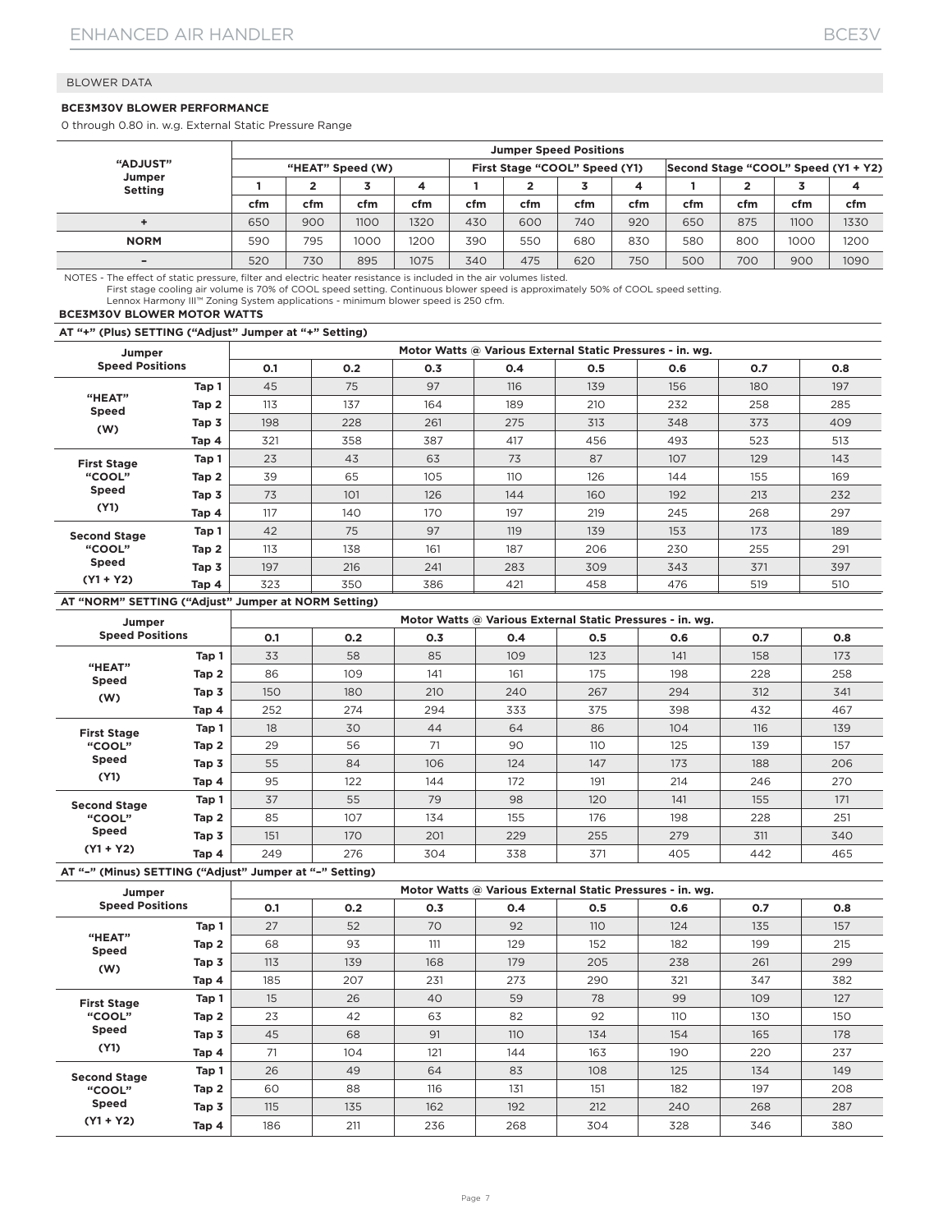## BLOWER DATA

### BCE3M30V BLOWER PERFORMANCE

0 through 0.80 in. w.g. External Static Pressure Range

| "ADJUST" Jumper Setting | Jumper Speed Positions | | | | | | | | | | | |
|---|---|---|---|---|---|---|---|---|---|---|---|---|
| | "HEAT" Speed (W) | | | | First Stage "COOL" Speed (Y1) | | | | Second Stage "COOL" Speed (Y1 + Y2) | | | |
| | 1 | 2 | 3 | 4 | 1 | 2 | 3 | 4 | 1 | 2 | 3 | 4 |
| | cfm | cfm | cfm | cfm | cfm | cfm | cfm | cfm | cfm | cfm | cfm | cfm |
| + | 650 | 900 | 1100 | 1320 | 430 | 600 | 740 | 920 | 650 | 875 | 1100 | 1330 |
| NORM | 590 | 795 | 1000 | 1200 | 390 | 550 | 680 | 830 | 580 | 800 | 1000 | 1200 |
| – | 520 | 730 | 895 | 1075 | 340 | 475 | 620 | 750 | 500 | 700 | 900 | 1090 |

NOTES - The effect of static pressure, filter and electric heater resistance is included in the air volumes listed.
First stage cooling air volume is 70% of COOL speed setting. Continuous blower speed is approximately 50% of COOL speed setting.
Lennox Harmony III™ Zoning System applications - minimum blower speed is 250 cfm.

### BCE3M30V BLOWER MOTOR WATTS

**AT "+" (Plus) SETTING ("Adjust" Jumper at "+" Setting)**

| Jumper Speed Positions | | Motor Watts @ Various External Static Pressures - in. wg. | | | | | | | |
|---|---|---|---|---|---|---|---|---|---|
| | | 0.1 | 0.2 | 0.3 | 0.4 | 0.5 | 0.6 | 0.7 | 0.8 |
| "HEAT" Speed (W) | Tap 1 | 45 | 75 | 97 | 116 | 139 | 156 | 180 | 197 |
| | Tap 2 | 113 | 137 | 164 | 189 | 210 | 232 | 258 | 285 |
| | Tap 3 | 198 | 228 | 261 | 275 | 313 | 348 | 373 | 409 |
| | Tap 4 | 321 | 358 | 387 | 417 | 456 | 493 | 523 | 513 |
| First Stage "COOL" Speed (Y1) | Tap 1 | 23 | 43 | 63 | 73 | 87 | 107 | 129 | 143 |
| | Tap 2 | 39 | 65 | 105 | 110 | 126 | 144 | 155 | 169 |
| | Tap 3 | 73 | 101 | 126 | 144 | 160 | 192 | 213 | 232 |
| | Tap 4 | 117 | 140 | 170 | 197 | 219 | 245 | 268 | 297 |
| Second Stage "COOL" Speed (Y1 + Y2) | Tap 1 | 42 | 75 | 97 | 119 | 139 | 153 | 173 | 189 |
| | Tap 2 | 113 | 138 | 161 | 187 | 206 | 230 | 255 | 291 |
| | Tap 3 | 197 | 216 | 241 | 283 | 309 | 343 | 371 | 397 |
| | Tap 4 | 323 | 350 | 386 | 421 | 458 | 476 | 519 | 510 |

**AT "NORM" SETTING ("Adjust" Jumper at NORM Setting)**

| Jumper Speed Positions | | Motor Watts @ Various External Static Pressures - in. wg. | | | | | | | |
|---|---|---|---|---|---|---|---|---|---|
| | | 0.1 | 0.2 | 0.3 | 0.4 | 0.5 | 0.6 | 0.7 | 0.8 |
| "HEAT" Speed (W) | Tap 1 | 33 | 58 | 85 | 109 | 123 | 141 | 158 | 173 |
| | Tap 2 | 86 | 109 | 141 | 161 | 175 | 198 | 228 | 258 |
| | Tap 3 | 150 | 180 | 210 | 240 | 267 | 294 | 312 | 341 |
| | Tap 4 | 252 | 274 | 294 | 333 | 375 | 398 | 432 | 467 |
| First Stage "COOL" Speed (Y1) | Tap 1 | 18 | 30 | 44 | 64 | 86 | 104 | 116 | 139 |
| | Tap 2 | 29 | 56 | 71 | 90 | 110 | 125 | 139 | 157 |
| | Tap 3 | 55 | 84 | 106 | 124 | 147 | 173 | 188 | 206 |
| | Tap 4 | 95 | 122 | 144 | 172 | 191 | 214 | 246 | 270 |
| Second Stage "COOL" Speed (Y1 + Y2) | Tap 1 | 37 | 55 | 79 | 98 | 120 | 141 | 155 | 171 |
| | Tap 2 | 85 | 107 | 134 | 155 | 176 | 198 | 228 | 251 |
| | Tap 3 | 151 | 170 | 201 | 229 | 255 | 279 | 311 | 340 |
| | Tap 4 | 249 | 276 | 304 | 338 | 371 | 405 | 442 | 465 |

**AT "–" (Minus) SETTING ("Adjust" Jumper at "–" Setting)**

| Jumper Speed Positions | | Motor Watts @ Various External Static Pressures - in. wg. | | | | | | | |
|---|---|---|---|---|---|---|---|---|---|
| | | 0.1 | 0.2 | 0.3 | 0.4 | 0.5 | 0.6 | 0.7 | 0.8 |
| "HEAT" Speed (W) | Tap 1 | 27 | 52 | 70 | 92 | 110 | 124 | 135 | 157 |
| | Tap 2 | 68 | 93 | 111 | 129 | 152 | 182 | 199 | 215 |
| | Tap 3 | 113 | 139 | 168 | 179 | 205 | 238 | 261 | 299 |
| | Tap 4 | 185 | 207 | 231 | 273 | 290 | 321 | 347 | 382 |
| First Stage "COOL" Speed (Y1) | Tap 1 | 15 | 26 | 40 | 59 | 78 | 99 | 109 | 127 |
| | Tap 2 | 23 | 42 | 63 | 82 | 92 | 110 | 130 | 150 |
| | Tap 3 | 45 | 68 | 91 | 110 | 134 | 154 | 165 | 178 |
| | Tap 4 | 71 | 104 | 121 | 144 | 163 | 190 | 220 | 237 |
| Second Stage "COOL" Speed (Y1 + Y2) | Tap 1 | 26 | 49 | 64 | 83 | 108 | 125 | 134 | 149 |
| | Tap 2 | 60 | 88 | 116 | 131 | 151 | 182 | 197 | 208 |
| | Tap 3 | 115 | 135 | 162 | 192 | 212 | 240 | 268 | 287 |
| | Tap 4 | 186 | 211 | 236 | 268 | 304 | 328 | 346 | 380 |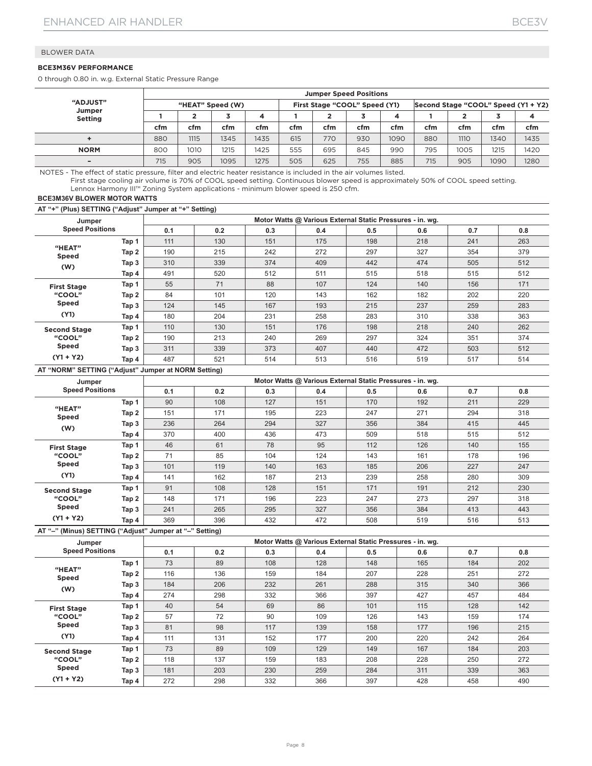## BLOWER DATA

### BCE3M36V PERFORMANCE

0 through 0.80 in. w.g. External Static Pressure Range

| "ADJUST" Jumper Setting | Jumper Speed Positions | | | | | | | | | | | |
|---|---|---|---|---|---|---|---|---|---|---|---|---|
| | "HEAT" Speed (W) | | | | First Stage "COOL" Speed (Y1) | | | | Second Stage "COOL" Speed (Y1 + Y2) | | | |
| | 1 | 2 | 3 | 4 | 1 | 2 | 3 | 4 | 1 | 2 | 3 | 4 |
| | cfm | cfm | cfm | cfm | cfm | cfm | cfm | cfm | cfm | cfm | cfm | cfm |
| + | 880 | 1115 | 1345 | 1435 | 615 | 770 | 930 | 1090 | 880 | 1110 | 1340 | 1435 |
| NORM | 800 | 1010 | 1215 | 1425 | 555 | 695 | 845 | 990 | 795 | 1005 | 1215 | 1420 |
| – | 715 | 905 | 1095 | 1275 | 505 | 625 | 755 | 885 | 715 | 905 | 1090 | 1280 |

NOTES - The effect of static pressure, filter and electric heater resistance is included in the air volumes listed.
First stage cooling air volume is 70% of COOL speed setting. Continuous blower speed is approximately 50% of COOL speed setting.
Lennox Harmony III™ Zoning System applications - minimum blower speed is 250 cfm.

### BCE3M36V BLOWER MOTOR WATTS

**AT "+" (Plus) SETTING ("Adjust" Jumper at "+" Setting)**

| Jumper Speed Positions | | Motor Watts @ Various External Static Pressures - in. wg. | | | | | | | |
|---|---|---|---|---|---|---|---|---|---|
| | | 0.1 | 0.2 | 0.3 | 0.4 | 0.5 | 0.6 | 0.7 | 0.8 |
| "HEAT" Speed (W) | Tap 1 | 111 | 130 | 151 | 175 | 198 | 218 | 241 | 263 |
| | Tap 2 | 190 | 215 | 242 | 272 | 297 | 327 | 354 | 379 |
| | Tap 3 | 310 | 339 | 374 | 409 | 442 | 474 | 505 | 512 |
| | Tap 4 | 491 | 520 | 512 | 511 | 515 | 518 | 515 | 512 |
| First Stage "COOL" Speed (Y1) | Tap 1 | 55 | 71 | 88 | 107 | 124 | 140 | 156 | 171 |
| | Tap 2 | 84 | 101 | 120 | 143 | 162 | 182 | 202 | 220 |
| | Tap 3 | 124 | 145 | 167 | 193 | 215 | 237 | 259 | 283 |
| | Tap 4 | 180 | 204 | 231 | 258 | 283 | 310 | 338 | 363 |
| Second Stage "COOL" Speed (Y1 + Y2) | Tap 1 | 110 | 130 | 151 | 176 | 198 | 218 | 240 | 262 |
| | Tap 2 | 190 | 213 | 240 | 269 | 297 | 324 | 351 | 374 |
| | Tap 3 | 311 | 339 | 373 | 407 | 440 | 472 | 503 | 512 |
| | Tap 4 | 487 | 521 | 514 | 513 | 516 | 519 | 517 | 514 |

**AT "NORM" SETTING ("Adjust" Jumper at NORM Setting)**

| Jumper Speed Positions | | Motor Watts @ Various External Static Pressures - in. wg. | | | | | | | |
|---|---|---|---|---|---|---|---|---|---|
| | | 0.1 | 0.2 | 0.3 | 0.4 | 0.5 | 0.6 | 0.7 | 0.8 |
| "HEAT" Speed (W) | Tap 1 | 90 | 108 | 127 | 151 | 170 | 192 | 211 | 229 |
| | Tap 2 | 151 | 171 | 195 | 223 | 247 | 271 | 294 | 318 |
| | Tap 3 | 236 | 264 | 294 | 327 | 356 | 384 | 415 | 445 |
| | Tap 4 | 370 | 400 | 436 | 473 | 509 | 518 | 515 | 512 |
| First Stage "COOL" Speed (Y1) | Tap 1 | 46 | 61 | 78 | 95 | 112 | 126 | 140 | 155 |
| | Tap 2 | 71 | 85 | 104 | 124 | 143 | 161 | 178 | 196 |
| | Tap 3 | 101 | 119 | 140 | 163 | 185 | 206 | 227 | 247 |
| | Tap 4 | 141 | 162 | 187 | 213 | 239 | 258 | 280 | 309 |
| Second Stage "COOL" Speed (Y1 + Y2) | Tap 1 | 91 | 108 | 128 | 151 | 171 | 191 | 212 | 230 |
| | Tap 2 | 148 | 171 | 196 | 223 | 247 | 273 | 297 | 318 |
| | Tap 3 | 241 | 265 | 295 | 327 | 356 | 384 | 413 | 443 |
| | Tap 4 | 369 | 396 | 432 | 472 | 508 | 519 | 516 | 513 |

**AT "–" (Minus) SETTING ("Adjust" Jumper at "–" Setting)**

| Jumper Speed Positions | | Motor Watts @ Various External Static Pressures - in. wg. | | | | | | | |
|---|---|---|---|---|---|---|---|---|---|
| | | 0.1 | 0.2 | 0.3 | 0.4 | 0.5 | 0.6 | 0.7 | 0.8 |
| "HEAT" Speed (W) | Tap 1 | 73 | 89 | 108 | 128 | 148 | 165 | 184 | 202 |
| | Tap 2 | 116 | 136 | 159 | 184 | 207 | 228 | 251 | 272 |
| | Tap 3 | 184 | 206 | 232 | 261 | 288 | 315 | 340 | 366 |
| | Tap 4 | 274 | 298 | 332 | 366 | 397 | 427 | 457 | 484 |
| First Stage "COOL" Speed (Y1) | Tap 1 | 40 | 54 | 69 | 86 | 101 | 115 | 128 | 142 |
| | Tap 2 | 57 | 72 | 90 | 109 | 126 | 143 | 159 | 174 |
| | Tap 3 | 81 | 98 | 117 | 139 | 158 | 177 | 196 | 215 |
| | Tap 4 | 111 | 131 | 152 | 177 | 200 | 220 | 242 | 264 |
| Second Stage "COOL" Speed (Y1 + Y2) | Tap 1 | 73 | 89 | 109 | 129 | 149 | 167 | 184 | 203 |
| | Tap 2 | 118 | 137 | 159 | 183 | 208 | 228 | 250 | 272 |
| | Tap 3 | 181 | 203 | 230 | 259 | 284 | 311 | 339 | 363 |
| | Tap 4 | 272 | 298 | 332 | 366 | 397 | 428 | 458 | 490 |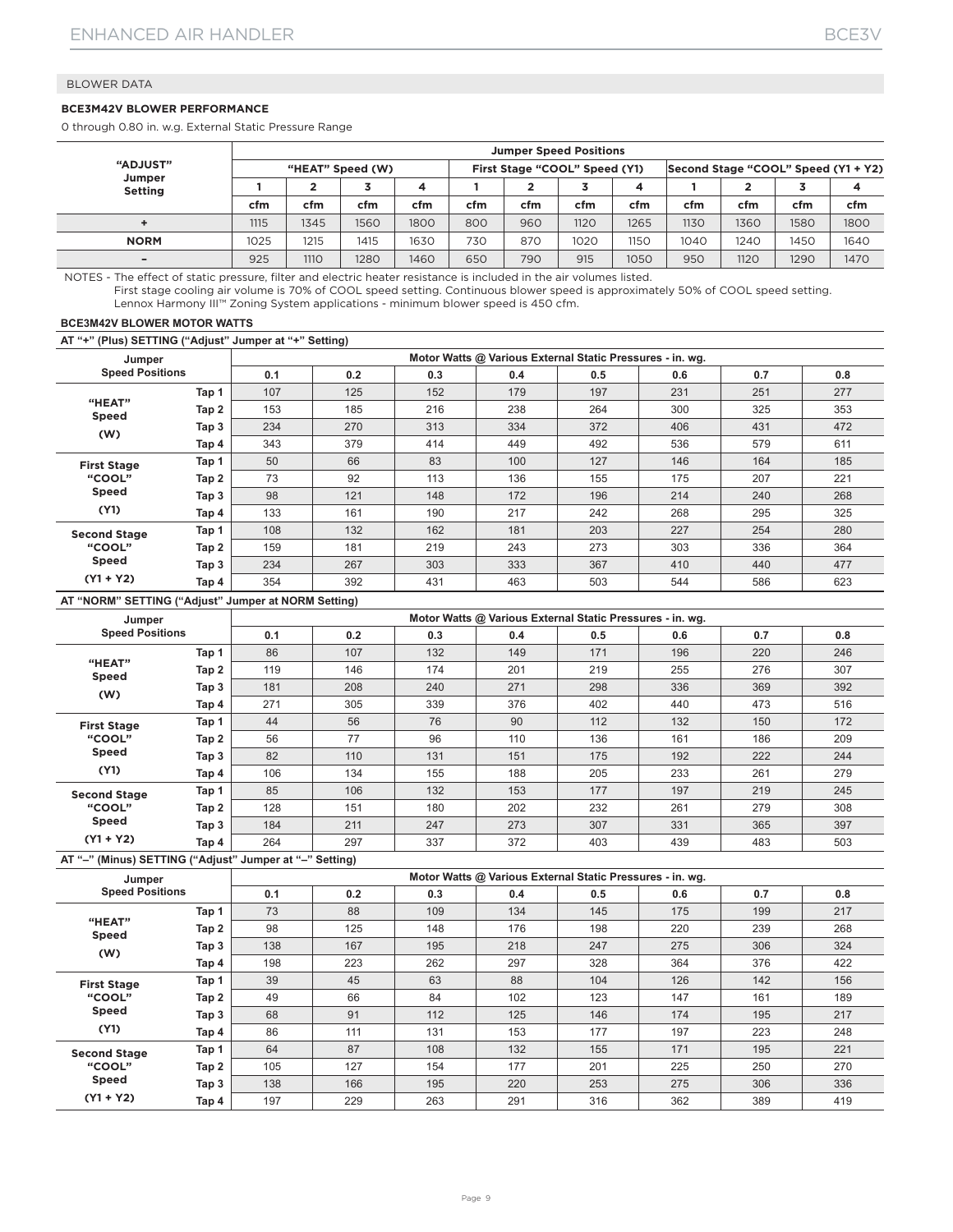## BLOWER DATA

**BCE3M42V BLOWER PERFORMANCE**

0 through 0.80 in. w.g. External Static Pressure Range

| "ADJUST" Jumper Setting | Jumper Speed Positions | | | | | | | | | | | |
|---|---|---|---|---|---|---|---|---|---|---|---|---|
| | "HEAT" Speed (W) | | | | First Stage "COOL" Speed (Y1) | | | | Second Stage "COOL" Speed (Y1 + Y2) | | | |
| | 1 | 2 | 3 | 4 | 1 | 2 | 3 | 4 | 1 | 2 | 3 | 4 |
| | cfm | cfm | cfm | cfm | cfm | cfm | cfm | cfm | cfm | cfm | cfm | cfm |
| + | 1115 | 1345 | 1560 | 1800 | 800 | 960 | 1120 | 1265 | 1130 | 1360 | 1580 | 1800 |
| NORM | 1025 | 1215 | 1415 | 1630 | 730 | 870 | 1020 | 1150 | 1040 | 1240 | 1450 | 1640 |
| – | 925 | 1110 | 1280 | 1460 | 650 | 790 | 915 | 1050 | 950 | 1120 | 1290 | 1470 |

NOTES - The effect of static pressure, filter and electric heater resistance is included in the air volumes listed.
First stage cooling air volume is 70% of COOL speed setting. Continuous blower speed is approximately 50% of COOL speed setting.
Lennox Harmony III™ Zoning System applications - minimum blower speed is 450 cfm.

**BCE3M42V BLOWER MOTOR WATTS**

**AT "+" (Plus) SETTING ("Adjust" Jumper at "+" Setting)**

| Jumper Speed Positions | | Motor Watts @ Various External Static Pressures - in. wg. | | | | | | | |
|---|---|---|---|---|---|---|---|---|---|
| | | 0.1 | 0.2 | 0.3 | 0.4 | 0.5 | 0.6 | 0.7 | 0.8 |
| "HEAT" Speed (W) | Tap 1 | 107 | 125 | 152 | 179 | 197 | 231 | 251 | 277 |
| | Tap 2 | 153 | 185 | 216 | 238 | 264 | 300 | 325 | 353 |
| | Tap 3 | 234 | 270 | 313 | 334 | 372 | 406 | 431 | 472 |
| | Tap 4 | 343 | 379 | 414 | 449 | 492 | 536 | 579 | 611 |
| First Stage "COOL" Speed (Y1) | Tap 1 | 50 | 66 | 83 | 100 | 127 | 146 | 164 | 185 |
| | Tap 2 | 73 | 92 | 113 | 136 | 155 | 175 | 207 | 221 |
| | Tap 3 | 98 | 121 | 148 | 172 | 196 | 214 | 240 | 268 |
| | Tap 4 | 133 | 161 | 190 | 217 | 242 | 268 | 295 | 325 |
| Second Stage "COOL" Speed (Y1 + Y2) | Tap 1 | 108 | 132 | 162 | 181 | 203 | 227 | 254 | 280 |
| | Tap 2 | 159 | 181 | 219 | 243 | 273 | 303 | 336 | 364 |
| | Tap 3 | 234 | 267 | 303 | 333 | 367 | 410 | 440 | 477 |
| | Tap 4 | 354 | 392 | 431 | 463 | 503 | 544 | 586 | 623 |

**AT "NORM" SETTING ("Adjust" Jumper at NORM Setting)**

| Jumper Speed Positions | | Motor Watts @ Various External Static Pressures - in. wg. | | | | | | | |
|---|---|---|---|---|---|---|---|---|---|
| | | 0.1 | 0.2 | 0.3 | 0.4 | 0.5 | 0.6 | 0.7 | 0.8 |
| "HEAT" Speed (W) | Tap 1 | 86 | 107 | 132 | 149 | 171 | 196 | 220 | 246 |
| | Tap 2 | 119 | 146 | 174 | 201 | 219 | 255 | 276 | 307 |
| | Tap 3 | 181 | 208 | 240 | 271 | 298 | 336 | 369 | 392 |
| | Tap 4 | 271 | 305 | 339 | 376 | 402 | 440 | 473 | 516 |
| First Stage "COOL" Speed (Y1) | Tap 1 | 44 | 56 | 76 | 90 | 112 | 132 | 150 | 172 |
| | Tap 2 | 56 | 77 | 96 | 110 | 136 | 161 | 186 | 209 |
| | Tap 3 | 82 | 110 | 131 | 151 | 175 | 192 | 222 | 244 |
| | Tap 4 | 106 | 134 | 155 | 188 | 205 | 233 | 261 | 279 |
| Second Stage "COOL" Speed (Y1 + Y2) | Tap 1 | 85 | 106 | 132 | 153 | 177 | 197 | 219 | 245 |
| | Tap 2 | 128 | 151 | 180 | 202 | 232 | 261 | 279 | 308 |
| | Tap 3 | 184 | 211 | 247 | 273 | 307 | 331 | 365 | 397 |
| | Tap 4 | 264 | 297 | 337 | 372 | 403 | 439 | 483 | 503 |

**AT "–" (Minus) SETTING ("Adjust" Jumper at "–" Setting)**

| Jumper Speed Positions | | Motor Watts @ Various External Static Pressures - in. wg. | | | | | | | |
|---|---|---|---|---|---|---|---|---|---|
| | | 0.1 | 0.2 | 0.3 | 0.4 | 0.5 | 0.6 | 0.7 | 0.8 |
| "HEAT" Speed (W) | Tap 1 | 73 | 88 | 109 | 134 | 145 | 175 | 199 | 217 |
| | Tap 2 | 98 | 125 | 148 | 176 | 198 | 220 | 239 | 268 |
| | Tap 3 | 138 | 167 | 195 | 218 | 247 | 275 | 306 | 324 |
| | Tap 4 | 198 | 223 | 262 | 297 | 328 | 364 | 376 | 422 |
| First Stage "COOL" Speed (Y1) | Tap 1 | 39 | 45 | 63 | 88 | 104 | 126 | 142 | 156 |
| | Tap 2 | 49 | 66 | 84 | 102 | 123 | 147 | 161 | 189 |
| | Tap 3 | 68 | 91 | 112 | 125 | 146 | 174 | 195 | 217 |
| | Tap 4 | 86 | 111 | 131 | 153 | 177 | 197 | 223 | 248 |
| Second Stage "COOL" Speed (Y1 + Y2) | Tap 1 | 64 | 87 | 108 | 132 | 155 | 171 | 195 | 221 |
| | Tap 2 | 105 | 127 | 154 | 177 | 201 | 225 | 250 | 270 |
| | Tap 3 | 138 | 166 | 195 | 220 | 253 | 275 | 306 | 336 |
| | Tap 4 | 197 | 229 | 263 | 291 | 316 | 362 | 389 | 419 |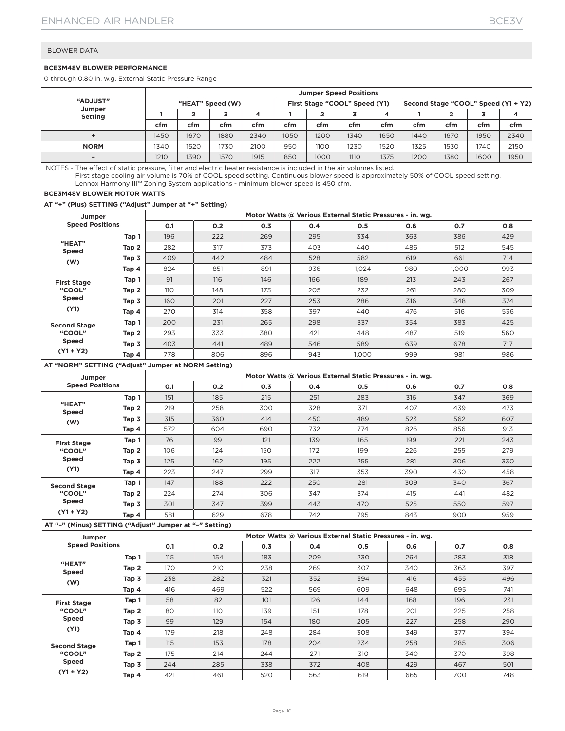## BLOWER DATA

**BCE3M48V BLOWER PERFORMANCE**

0 through 0.80 in. w.g. External Static Pressure Range

| "ADJUST" Jumper Setting | Jumper Speed Positions | | | | | | | | | | | |
|---|---|---|---|---|---|---|---|---|---|---|---|---|
| | "HEAT" Speed (W) | | | | First Stage "COOL" Speed (Y1) | | | | Second Stage "COOL" Speed (Y1 + Y2) | | | |
| | 1 | 2 | 3 | 4 | 1 | 2 | 3 | 4 | 1 | 2 | 3 | 4 |
| | cfm | cfm | cfm | cfm | cfm | cfm | cfm | cfm | cfm | cfm | cfm | cfm |
| + | 1450 | 1670 | 1880 | 2340 | 1050 | 1200 | 1340 | 1650 | 1440 | 1670 | 1950 | 2340 |
| NORM | 1340 | 1520 | 1730 | 2100 | 950 | 1100 | 1230 | 1520 | 1325 | 1530 | 1740 | 2150 |
| – | 1210 | 1390 | 1570 | 1915 | 850 | 1000 | 1110 | 1375 | 1200 | 1380 | 1600 | 1950 |

NOTES - The effect of static pressure, filter and electric heater resistance is included in the air volumes listed.
First stage cooling air volume is 70% of COOL speed setting. Continuous blower speed is approximately 50% of COOL speed setting.
Lennox Harmony III™ Zoning System applications - minimum blower speed is 450 cfm.

**BCE3M48V BLOWER MOTOR WATTS**

**AT "+" (Plus) SETTING ("Adjust" Jumper at "+" Setting)**

| Jumper Speed Positions | | Motor Watts @ Various External Static Pressures - in. wg. | | | | | | | |
|---|---|---|---|---|---|---|---|---|---|
| | | 0.1 | 0.2 | 0.3 | 0.4 | 0.5 | 0.6 | 0.7 | 0.8 |
| "HEAT" Speed (W) | Tap 1 | 196 | 222 | 269 | 295 | 334 | 363 | 386 | 429 |
| | Tap 2 | 282 | 317 | 373 | 403 | 440 | 486 | 512 | 545 |
| | Tap 3 | 409 | 442 | 484 | 528 | 582 | 619 | 661 | 714 |
| | Tap 4 | 824 | 851 | 891 | 936 | 1,024 | 980 | 1,000 | 993 |
| First Stage "COOL" Speed (Y1) | Tap 1 | 91 | 116 | 146 | 166 | 189 | 213 | 243 | 267 |
| | Tap 2 | 110 | 148 | 173 | 205 | 232 | 261 | 280 | 309 |
| | Tap 3 | 160 | 201 | 227 | 253 | 286 | 316 | 348 | 374 |
| | Tap 4 | 270 | 314 | 358 | 397 | 440 | 476 | 516 | 536 |
| Second Stage "COOL" Speed (Y1 + Y2) | Tap 1 | 200 | 231 | 265 | 298 | 337 | 354 | 383 | 425 |
| | Tap 2 | 293 | 333 | 380 | 421 | 448 | 487 | 519 | 560 |
| | Tap 3 | 403 | 441 | 489 | 546 | 589 | 639 | 678 | 717 |
| | Tap 4 | 778 | 806 | 896 | 943 | 1,000 | 999 | 981 | 986 |

**AT "NORM" SETTING ("Adjust" Jumper at NORM Setting)**

| Jumper Speed Positions | | Motor Watts @ Various External Static Pressures - in. wg. | | | | | | | |
|---|---|---|---|---|---|---|---|---|---|
| | | 0.1 | 0.2 | 0.3 | 0.4 | 0.5 | 0.6 | 0.7 | 0.8 |
| "HEAT" Speed (W) | Tap 1 | 151 | 185 | 215 | 251 | 283 | 316 | 347 | 369 |
| | Tap 2 | 219 | 258 | 300 | 328 | 371 | 407 | 439 | 473 |
| | Tap 3 | 315 | 360 | 414 | 450 | 489 | 523 | 562 | 607 |
| | Tap 4 | 572 | 604 | 690 | 732 | 774 | 826 | 856 | 913 |
| First Stage "COOL" Speed (Y1) | Tap 1 | 76 | 99 | 121 | 139 | 165 | 199 | 221 | 243 |
| | Tap 2 | 106 | 124 | 150 | 172 | 199 | 226 | 255 | 279 |
| | Tap 3 | 125 | 162 | 195 | 222 | 255 | 281 | 306 | 330 |
| | Tap 4 | 223 | 247 | 299 | 317 | 353 | 390 | 430 | 458 |
| Second Stage "COOL" Speed (Y1 + Y2) | Tap 1 | 147 | 188 | 222 | 250 | 281 | 309 | 340 | 367 |
| | Tap 2 | 224 | 274 | 306 | 347 | 374 | 415 | 441 | 482 |
| | Tap 3 | 301 | 347 | 399 | 443 | 470 | 525 | 550 | 597 |
| | Tap 4 | 581 | 629 | 678 | 742 | 795 | 843 | 900 | 959 |

**AT "–" (Minus) SETTING ("Adjust" Jumper at "–" Setting)**

| Jumper Speed Positions | | Motor Watts @ Various External Static Pressures - in. wg. | | | | | | | |
|---|---|---|---|---|---|---|---|---|---|
| | | 0.1 | 0.2 | 0.3 | 0.4 | 0.5 | 0.6 | 0.7 | 0.8 |
| "HEAT" Speed (W) | Tap 1 | 115 | 154 | 183 | 209 | 230 | 264 | 283 | 318 |
| | Tap 2 | 170 | 210 | 238 | 269 | 307 | 340 | 363 | 397 |
| | Tap 3 | 238 | 282 | 321 | 352 | 394 | 416 | 455 | 496 |
| | Tap 4 | 416 | 469 | 522 | 569 | 609 | 648 | 695 | 741 |
| First Stage "COOL" Speed (Y1) | Tap 1 | 58 | 82 | 101 | 126 | 144 | 168 | 196 | 231 |
| | Tap 2 | 80 | 110 | 139 | 151 | 178 | 201 | 225 | 258 |
| | Tap 3 | 99 | 129 | 154 | 180 | 205 | 227 | 258 | 290 |
| | Tap 4 | 179 | 218 | 248 | 284 | 308 | 349 | 377 | 394 |
| Second Stage "COOL" Speed (Y1 + Y2) | Tap 1 | 115 | 153 | 178 | 204 | 234 | 258 | 285 | 306 |
| | Tap 2 | 175 | 214 | 244 | 271 | 310 | 340 | 370 | 398 |
| | Tap 3 | 244 | 285 | 338 | 372 | 408 | 429 | 467 | 501 |
| | Tap 4 | 421 | 461 | 520 | 563 | 619 | 665 | 700 | 748 |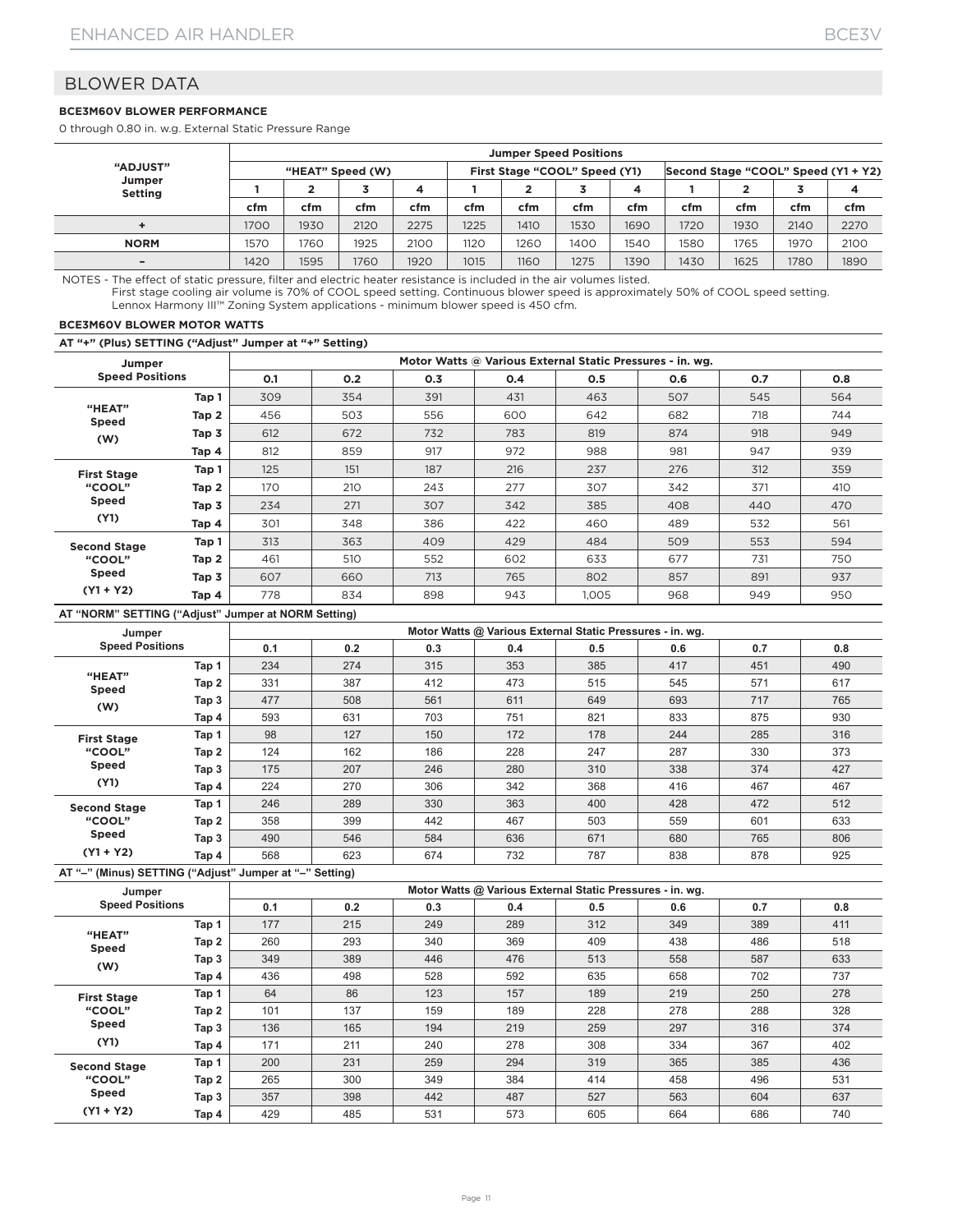## BLOWER DATA

**BCE3M60V BLOWER PERFORMANCE**

0 through 0.80 in. w.g. External Static Pressure Range

| "ADJUST" Jumper Setting | Jumper Speed Positions | | | | | | | | | | | |
|---|---|---|---|---|---|---|---|---|---|---|---|---|
| | "HEAT" Speed (W) | | | | First Stage "COOL" Speed (Y1) | | | | Second Stage "COOL" Speed (Y1 + Y2) | | | |
| | 1 | 2 | 3 | 4 | 1 | 2 | 3 | 4 | 1 | 2 | 3 | 4 |
| | cfm | cfm | cfm | cfm | cfm | cfm | cfm | cfm | cfm | cfm | cfm | cfm |
| + | 1700 | 1930 | 2120 | 2275 | 1225 | 1410 | 1530 | 1690 | 1720 | 1930 | 2140 | 2270 |
| NORM | 1570 | 1760 | 1925 | 2100 | 1120 | 1260 | 1400 | 1540 | 1580 | 1765 | 1970 | 2100 |
| – | 1420 | 1595 | 1760 | 1920 | 1015 | 1160 | 1275 | 1390 | 1430 | 1625 | 1780 | 1890 |

NOTES - The effect of static pressure, filter and electric heater resistance is included in the air volumes listed.
First stage cooling air volume is 70% of COOL speed setting. Continuous blower speed is approximately 50% of COOL speed setting.
Lennox Harmony III™ Zoning System applications - minimum blower speed is 450 cfm.

**BCE3M60V BLOWER MOTOR WATTS**

**AT "+" (Plus) SETTING ("Adjust" Jumper at "+" Setting)**

| Jumper Speed Positions | | Motor Watts @ Various External Static Pressures - in. wg. | | | | | | | |
|---|---|---|---|---|---|---|---|---|---|
| | | 0.1 | 0.2 | 0.3 | 0.4 | 0.5 | 0.6 | 0.7 | 0.8 |
| "HEAT" Speed (W) | Tap 1 | 309 | 354 | 391 | 431 | 463 | 507 | 545 | 564 |
| | Tap 2 | 456 | 503 | 556 | 600 | 642 | 682 | 718 | 744 |
| | Tap 3 | 612 | 672 | 732 | 783 | 819 | 874 | 918 | 949 |
| | Tap 4 | 812 | 859 | 917 | 972 | 988 | 981 | 947 | 939 |
| First Stage "COOL" Speed (Y1) | Tap 1 | 125 | 151 | 187 | 216 | 237 | 276 | 312 | 359 |
| | Tap 2 | 170 | 210 | 243 | 277 | 307 | 342 | 371 | 410 |
| | Tap 3 | 234 | 271 | 307 | 342 | 385 | 408 | 440 | 470 |
| | Tap 4 | 301 | 348 | 386 | 422 | 460 | 489 | 532 | 561 |
| Second Stage "COOL" Speed (Y1 + Y2) | Tap 1 | 313 | 363 | 409 | 429 | 484 | 509 | 553 | 594 |
| | Tap 2 | 461 | 510 | 552 | 602 | 633 | 677 | 731 | 750 |
| | Tap 3 | 607 | 660 | 713 | 765 | 802 | 857 | 891 | 937 |
| | Tap 4 | 778 | 834 | 898 | 943 | 1,005 | 968 | 949 | 950 |

**AT "NORM" SETTING ("Adjust" Jumper at NORM Setting)**

| Jumper Speed Positions | | Motor Watts @ Various External Static Pressures - in. wg. | | | | | | | |
|---|---|---|---|---|---|---|---|---|---|
| | | 0.1 | 0.2 | 0.3 | 0.4 | 0.5 | 0.6 | 0.7 | 0.8 |
| "HEAT" Speed (W) | Tap 1 | 234 | 274 | 315 | 353 | 385 | 417 | 451 | 490 |
| | Tap 2 | 331 | 387 | 412 | 473 | 515 | 545 | 571 | 617 |
| | Tap 3 | 477 | 508 | 561 | 611 | 649 | 693 | 717 | 765 |
| | Tap 4 | 593 | 631 | 703 | 751 | 821 | 833 | 875 | 930 |
| First Stage "COOL" Speed (Y1) | Tap 1 | 98 | 127 | 150 | 172 | 178 | 244 | 285 | 316 |
| | Tap 2 | 124 | 162 | 186 | 228 | 247 | 287 | 330 | 373 |
| | Tap 3 | 175 | 207 | 246 | 280 | 310 | 338 | 374 | 427 |
| | Tap 4 | 224 | 270 | 306 | 342 | 368 | 416 | 467 | 467 |
| Second Stage "COOL" Speed (Y1 + Y2) | Tap 1 | 246 | 289 | 330 | 363 | 400 | 428 | 472 | 512 |
| | Tap 2 | 358 | 399 | 442 | 467 | 503 | 559 | 601 | 633 |
| | Tap 3 | 490 | 546 | 584 | 636 | 671 | 680 | 765 | 806 |
| | Tap 4 | 568 | 623 | 674 | 732 | 787 | 838 | 878 | 925 |

**AT "–" (Minus) SETTING ("Adjust" Jumper at "–" Setting)**

| Jumper Speed Positions | | Motor Watts @ Various External Static Pressures - in. wg. | | | | | | | |
|---|---|---|---|---|---|---|---|---|---|
| | | 0.1 | 0.2 | 0.3 | 0.4 | 0.5 | 0.6 | 0.7 | 0.8 |
| "HEAT" Speed (W) | Tap 1 | 177 | 215 | 249 | 289 | 312 | 349 | 389 | 411 |
| | Tap 2 | 260 | 293 | 340 | 369 | 409 | 438 | 486 | 518 |
| | Tap 3 | 349 | 389 | 446 | 476 | 513 | 558 | 587 | 633 |
| | Tap 4 | 436 | 498 | 528 | 592 | 635 | 658 | 702 | 737 |
| First Stage "COOL" Speed (Y1) | Tap 1 | 64 | 86 | 123 | 157 | 189 | 219 | 250 | 278 |
| | Tap 2 | 101 | 137 | 159 | 189 | 228 | 278 | 288 | 328 |
| | Tap 3 | 136 | 165 | 194 | 219 | 259 | 297 | 316 | 374 |
| | Tap 4 | 171 | 211 | 240 | 278 | 308 | 334 | 367 | 402 |
| Second Stage "COOL" Speed (Y1 + Y2) | Tap 1 | 200 | 231 | 259 | 294 | 319 | 365 | 385 | 436 |
| | Tap 2 | 265 | 300 | 349 | 384 | 414 | 458 | 496 | 531 |
| | Tap 3 | 357 | 398 | 442 | 487 | 527 | 563 | 604 | 637 |
| | Tap 4 | 429 | 485 | 531 | 573 | 605 | 664 | 686 | 740 |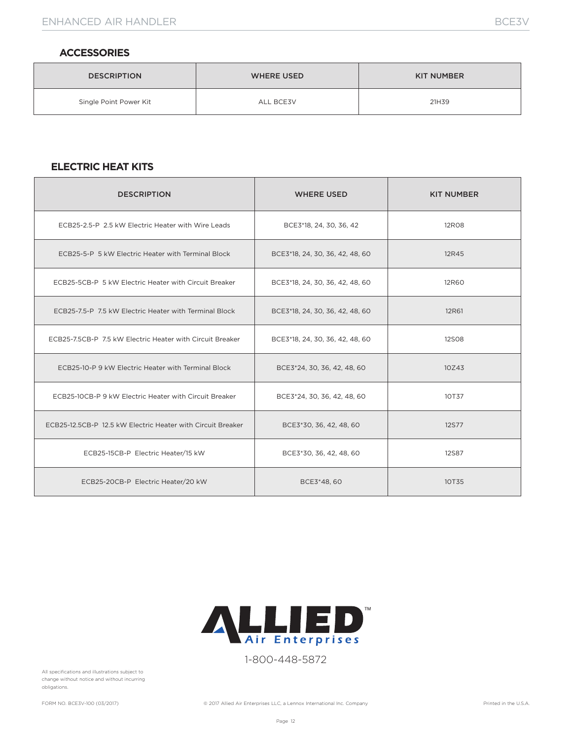## ACCESSORIES

| DESCRIPTION | WHERE USED | KIT NUMBER |
|---|---|---|
| Single Point Power Kit | ALL BCE3V | 21H39 |

## ELECTRIC HEAT KITS

| DESCRIPTION | WHERE USED | KIT NUMBER |
|---|---|---|
| ECB25-2.5-P 2.5 kW Electric Heater with Wire Leads | BCE3*18, 24, 30, 36, 42 | 12R08 |
| ECB25-5-P 5 kW Electric Heater with Terminal Block | BCE3*18, 24, 30, 36, 42, 48, 60 | 12R45 |
| ECB25-5CB-P 5 kW Electric Heater with Circuit Breaker | BCE3*18, 24, 30, 36, 42, 48, 60 | 12R60 |
| ECB25-7.5-P 7.5 kW Electric Heater with Terminal Block | BCE3*18, 24, 30, 36, 42, 48, 60 | 12R61 |
| ECB25-7.5CB-P 7.5 kW Electric Heater with Circuit Breaker | BCE3*18, 24, 30, 36, 42, 48, 60 | 12S08 |
| ECB25-10-P 9 kW Electric Heater with Terminal Block | BCE3*24, 30, 36, 42, 48, 60 | 10Z43 |
| ECB25-10CB-P 9 kW Electric Heater with Circuit Breaker | BCE3*24, 30, 36, 42, 48, 60 | 10T37 |
| ECB25-12.5CB-P 12.5 kW Electric Heater with Circuit Breaker | BCE3*30, 36, 42, 48, 60 | 12S77 |
| ECB25-15CB-P Electric Heater/15 kW | BCE3*30, 36, 42, 48, 60 | 12S87 |
| ECB25-20CB-P Electric Heater/20 kW | BCE3*48, 60 | 10T35 |

ALLIED™ Air Enterprises

1-800-448-5872

All specifications and illustrations subject to change without notice and without incurring obligations.

FORM NO. BCE3V-100 (03/2017)

© 2017 Allied Air Enterprises LLC, a Lennox International Inc. Company

Printed in the U.S.A.